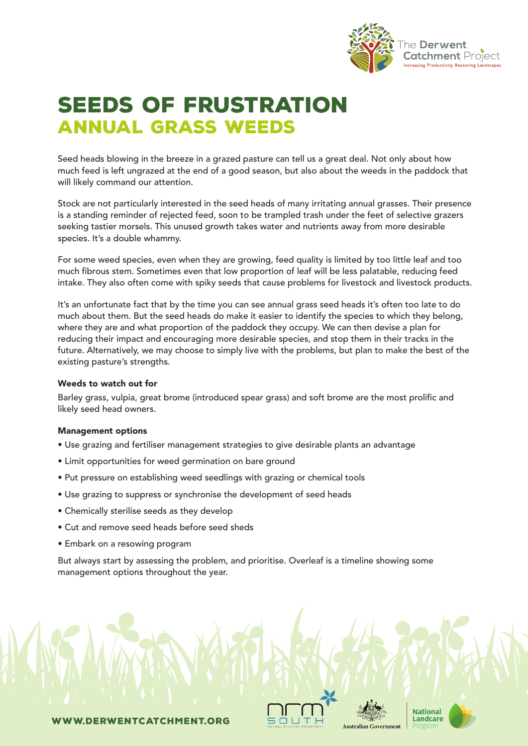# SEEDS OF FRUSTRATION

## ANNUAL GRASS WEEDS

Seed heads blowing in the breeze in a grazed pasture can tell us a great deal. Not only about how much feed is left ungrazed at the end of a good season, but also about the weeds in the paddock that will likely command our attention.

Stock are not particularly interested in the seed heads of many irritating annual grasses. Their presence is a standing reminder of rejected feed, soon to be trampled trash under the feet of selective grazers seeking tastier morsels. This unused growth takes water and nutrients away from more desirable species. It's a double whammy.

For some weed species, even when they are growing, feed quality is limited by too little leaf and too much fibrous stem. Sometimes even that low proportion of leaf will be less palatable, reducing feed intake. They also often come with spiky seeds that cause problems for livestock and livestock products.

It's an unfortunate fact that by the time you can see annual grass seed heads it's often too late to do much about them. But the seed heads do make it easier to identify the species to which they belong, where they are and what proportion of the paddock they occupy. We can then devise a plan for reducing their impact and encouraging more desirable species, and stop them in their tracks in the future. Alternatively, we may choose to simply live with the problems, but plan to make the best of the existing pasture's strengths.

**Weeds to watch out for**

Barley grass, vulpia, great brome (introduced spear grass) and soft brome are the most prolific and likely seed head owners.

**Management options**

- Use grazing and fertiliser management strategies to give desirable plants an advantage
- Limit opportunities for weed germination on bare ground
- Put pressure on establishing weed seedlings with grazing or chemical tools
- Use grazing to suppress or synchronise the development of seed heads
- Chemically sterilise seeds as they develop
- Cut and remove seed heads before seed sheds
- Embark on a resowing program

But always start by assessing the problem, and prioritise. Overleaf is a timeline showing some management options throughout the year.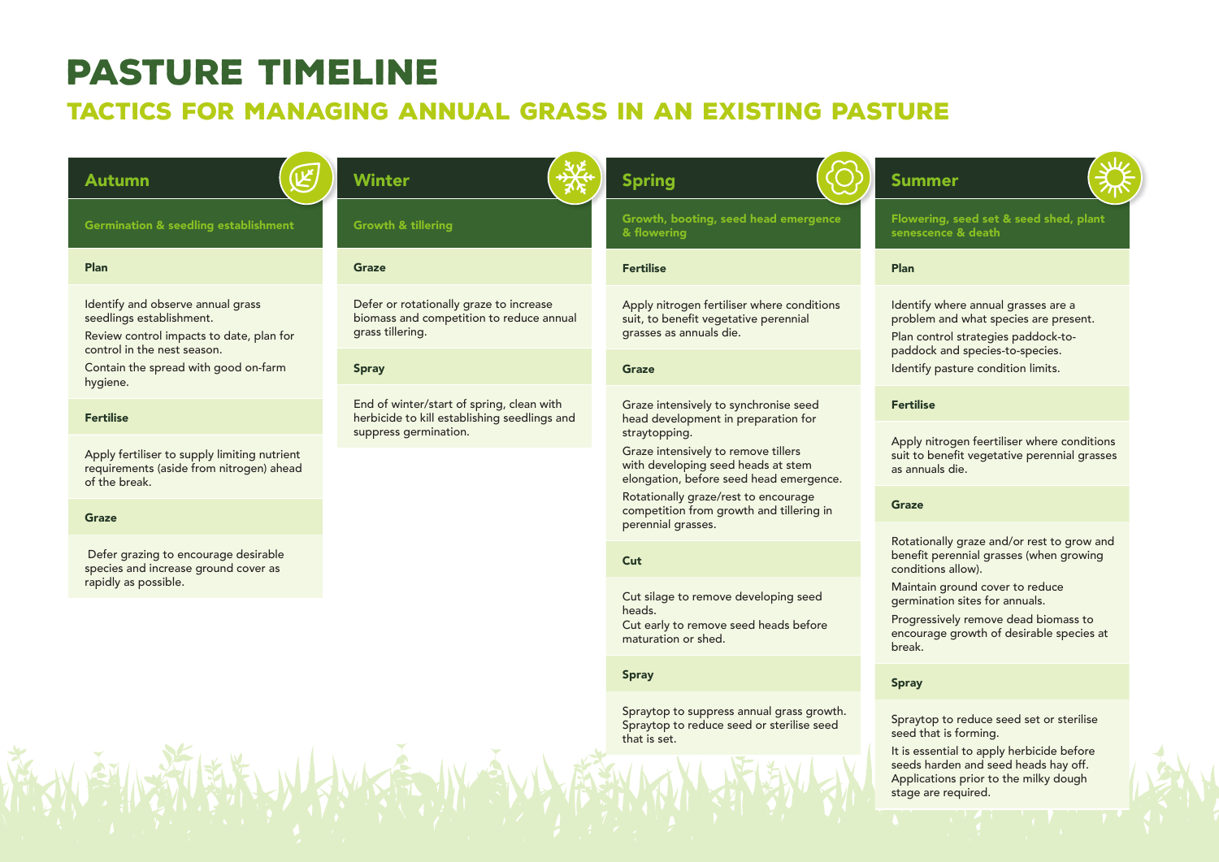# PASTURE TIMELINE

## TACTICS FOR MANAGING ANNUAL GRASS IN AN EXISTING PASTURE

### Autumn

**Germination & seedling establishment**

**Plan**

Identify and observe annual grass seedlings establishment.

Review control impacts to date, plan for control in the nest season.

Contain the spread with good on-farm hygiene.

**Fertilise**

Apply fertiliser to supply limiting nutrient requirements (aside from nitrogen) ahead of the break.

**Graze**

Defer grazing to encourage desirable species and increase ground cover as rapidly as possible.

### Winter

**Growth & tillering**

**Graze**

Defer or rotationally graze to increase biomass and competition to reduce annual grass tillering.

**Spray**

End of winter/start of spring, clean with herbicide to kill establishing seedlings and suppress germination.

### Spring

**Growth, booting, seed head emergence & flowering**

**Fertilise**

Apply nitrogen fertiliser where conditions suit, to benefit vegetative perennial grasses as annuals die.

**Graze**

Graze intensively to synchronise seed head development in preparation for straytopping.

Graze intensively to remove tillers with developing seed heads at stem elongation, before seed head emergence.

Rotationally graze/rest to encourage competition from growth and tillering in perennial grasses.

**Cut**

Cut silage to remove developing seed heads.
Cut early to remove seed heads before maturation or shed.

**Spray**

Spraytop to suppress annual grass growth.
Spraytop to reduce seed or sterilise seed that is set.

### Summer

**Flowering, seed set & seed shed, plant senescence & death**

**Plan**

Identify where annual grasses are a problem and what species are present.

Plan control strategies paddock-to-paddock and species-to-species.

Identify pasture condition limits.

**Fertilise**

Apply nitrogen feertiliser where conditions suit to benefit vegetative perennial grasses as annuals die.

**Graze**

Rotationally graze and/or rest to grow and benefit perennial grasses (when growing conditions allow).

Maintain ground cover to reduce germination sites for annuals.

Progressively remove dead biomass to encourage growth of desirable species at break.

**Spray**

Spraytop to reduce seed set or sterilise seed that is forming.

It is essential to apply herbicide before seeds harden and seed heads hay off. Applications prior to the milky dough stage are required.